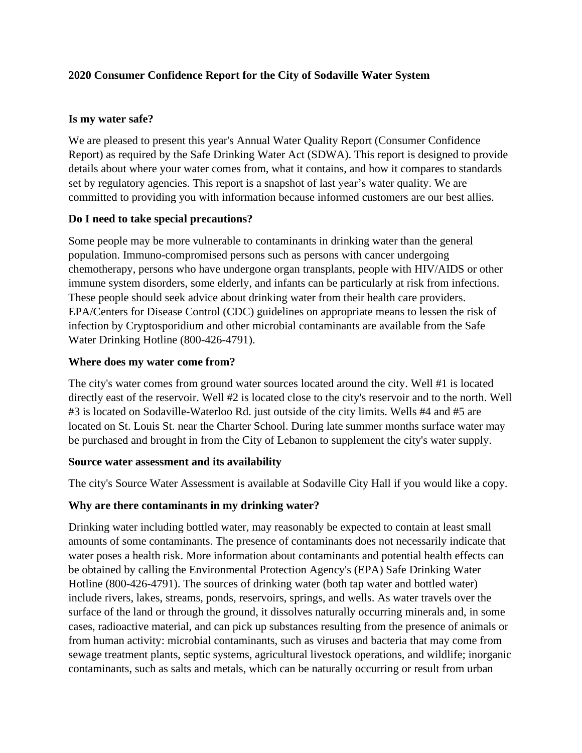# 2020 Consumer Confidence Report for the City of Sodaville Water System

## Is my water safe?

We are pleased to present this year's Annual Water Quality Report (Consumer Confidence Report) as required by the Safe Drinking Water Act (SDWA). This report is designed to provide details about where your water comes from, what it contains, and how it compares to standards set by regulatory agencies. This report is a snapshot of last year's water quality. We are committed to providing you with information because informed customers are our best allies.

## Do I need to take special precautions?

Some people may be more vulnerable to contaminants in drinking water than the general population. Immuno-compromised persons such as persons with cancer undergoing chemotherapy, persons who have undergone organ transplants, people with HIV/AIDS or other immune system disorders, some elderly, and infants can be particularly at risk from infections. These people should seek advice about drinking water from their health care providers. EPA/Centers for Disease Control (CDC) guidelines on appropriate means to lessen the risk of infection by Cryptosporidium and other microbial contaminants are available from the Safe Water Drinking Hotline (800-426-4791).

## Where does my water come from?

The city's water comes from ground water sources located around the city. Well #1 is located directly east of the reservoir. Well #2 is located close to the city's reservoir and to the north. Well #3 is located on Sodaville-Waterloo Rd. just outside of the city limits. Wells #4 and #5 are located on St. Louis St. near the Charter School. During late summer months surface water may be purchased and brought in from the City of Lebanon to supplement the city's water supply.

## Source water assessment and its availability

The city's Source Water Assessment is available at Sodaville City Hall if you would like a copy.

## Why are there contaminants in my drinking water?

Drinking water including bottled water, may reasonably be expected to contain at least small amounts of some contaminants. The presence of contaminants does not necessarily indicate that water poses a health risk. More information about contaminants and potential health effects can be obtained by calling the Environmental Protection Agency's (EPA) Safe Drinking Water Hotline (800-426-4791). The sources of drinking water (both tap water and bottled water) include rivers, lakes, streams, ponds, reservoirs, springs, and wells. As water travels over the surface of the land or through the ground, it dissolves naturally occurring minerals and, in some cases, radioactive material, and can pick up substances resulting from the presence of animals or from human activity: microbial contaminants, such as viruses and bacteria that may come from sewage treatment plants, septic systems, agricultural livestock operations, and wildlife; inorganic contaminants, such as salts and metals, which can be naturally occurring or result from urban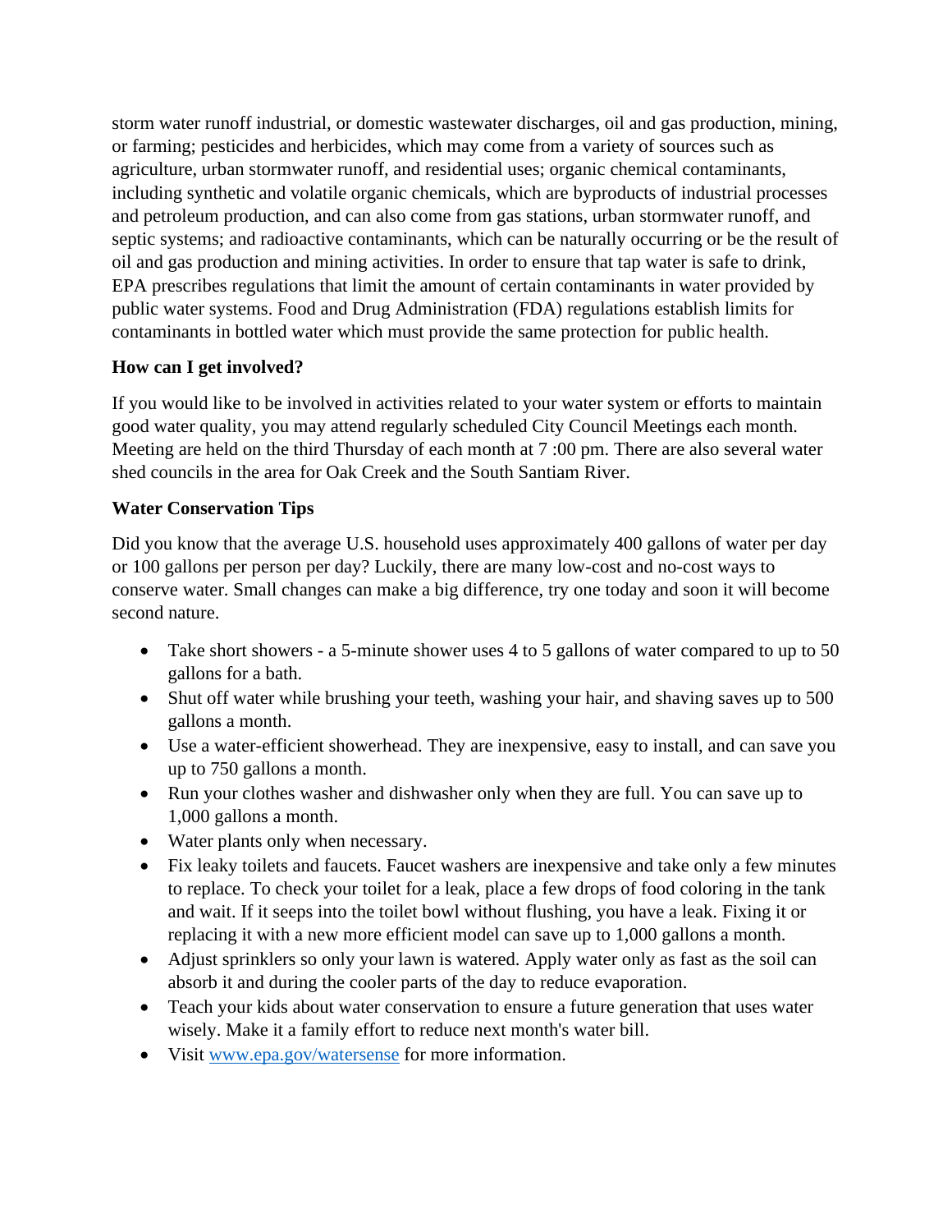storm water runoff industrial, or domestic wastewater discharges, oil and gas production, mining, or farming; pesticides and herbicides, which may come from a variety of sources such as agriculture, urban stormwater runoff, and residential uses; organic chemical contaminants, including synthetic and volatile organic chemicals, which are byproducts of industrial processes and petroleum production, and can also come from gas stations, urban stormwater runoff, and septic systems; and radioactive contaminants, which can be naturally occurring or be the result of oil and gas production and mining activities. In order to ensure that tap water is safe to drink, EPA prescribes regulations that limit the amount of certain contaminants in water provided by public water systems. Food and Drug Administration (FDA) regulations establish limits for contaminants in bottled water which must provide the same protection for public health.

**How can I get involved?**

If you would like to be involved in activities related to your water system or efforts to maintain good water quality, you may attend regularly scheduled City Council Meetings each month. Meeting are held on the third Thursday of each month at 7 :00 pm. There are also several water shed councils in the area for Oak Creek and the South Santiam River.

**Water Conservation Tips**

Did you know that the average U.S. household uses approximately 400 gallons of water per day or 100 gallons per person per day? Luckily, there are many low-cost and no-cost ways to conserve water. Small changes can make a big difference, try one today and soon it will become second nature.

- Take short showers - a 5-minute shower uses 4 to 5 gallons of water compared to up to 50 gallons for a bath.
- Shut off water while brushing your teeth, washing your hair, and shaving saves up to 500 gallons a month.
- Use a water-efficient showerhead. They are inexpensive, easy to install, and can save you up to 750 gallons a month.
- Run your clothes washer and dishwasher only when they are full. You can save up to 1,000 gallons a month.
- Water plants only when necessary.
- Fix leaky toilets and faucets. Faucet washers are inexpensive and take only a few minutes to replace. To check your toilet for a leak, place a few drops of food coloring in the tank and wait. If it seeps into the toilet bowl without flushing, you have a leak. Fixing it or replacing it with a new more efficient model can save up to 1,000 gallons a month.
- Adjust sprinklers so only your lawn is watered. Apply water only as fast as the soil can absorb it and during the cooler parts of the day to reduce evaporation.
- Teach your kids about water conservation to ensure a future generation that uses water wisely. Make it a family effort to reduce next month's water bill.
- Visit [www.epa.gov/watersense](http://www.epa.gov/watersense) for more information.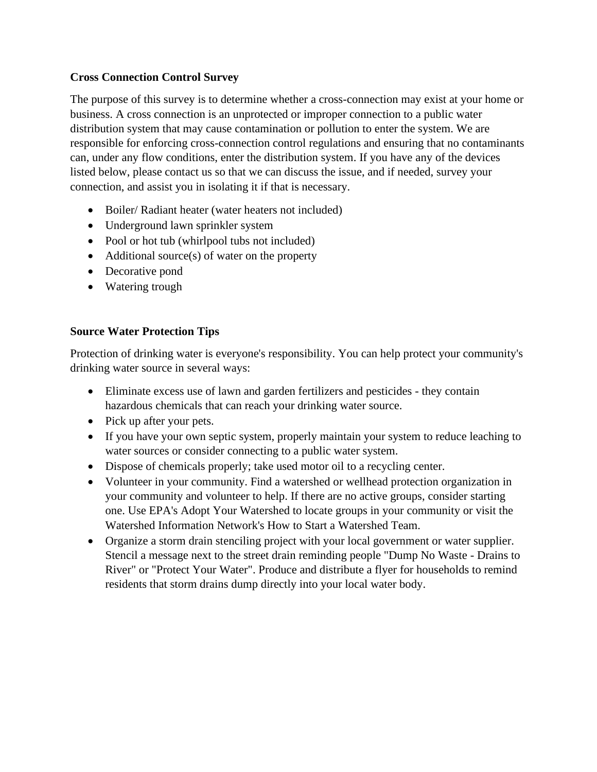**Cross Connection Control Survey**

The purpose of this survey is to determine whether a cross-connection may exist at your home or business. A cross connection is an unprotected or improper connection to a public water distribution system that may cause contamination or pollution to enter the system. We are responsible for enforcing cross-connection control regulations and ensuring that no contaminants can, under any flow conditions, enter the distribution system. If you have any of the devices listed below, please contact us so that we can discuss the issue, and if needed, survey your connection, and assist you in isolating it if that is necessary.

- Boiler/ Radiant heater (water heaters not included)
- Underground lawn sprinkler system
- Pool or hot tub (whirlpool tubs not included)
- Additional source(s) of water on the property
- Decorative pond
- Watering trough

**Source Water Protection Tips**

Protection of drinking water is everyone's responsibility. You can help protect your community's drinking water source in several ways:

- Eliminate excess use of lawn and garden fertilizers and pesticides - they contain hazardous chemicals that can reach your drinking water source.
- Pick up after your pets.
- If you have your own septic system, properly maintain your system to reduce leaching to water sources or consider connecting to a public water system.
- Dispose of chemicals properly; take used motor oil to a recycling center.
- Volunteer in your community. Find a watershed or wellhead protection organization in your community and volunteer to help. If there are no active groups, consider starting one. Use EPA's Adopt Your Watershed to locate groups in your community or visit the Watershed Information Network's How to Start a Watershed Team.
- Organize a storm drain stenciling project with your local government or water supplier. Stencil a message next to the street drain reminding people "Dump No Waste - Drains to River" or "Protect Your Water". Produce and distribute a flyer for households to remind residents that storm drains dump directly into your local water body.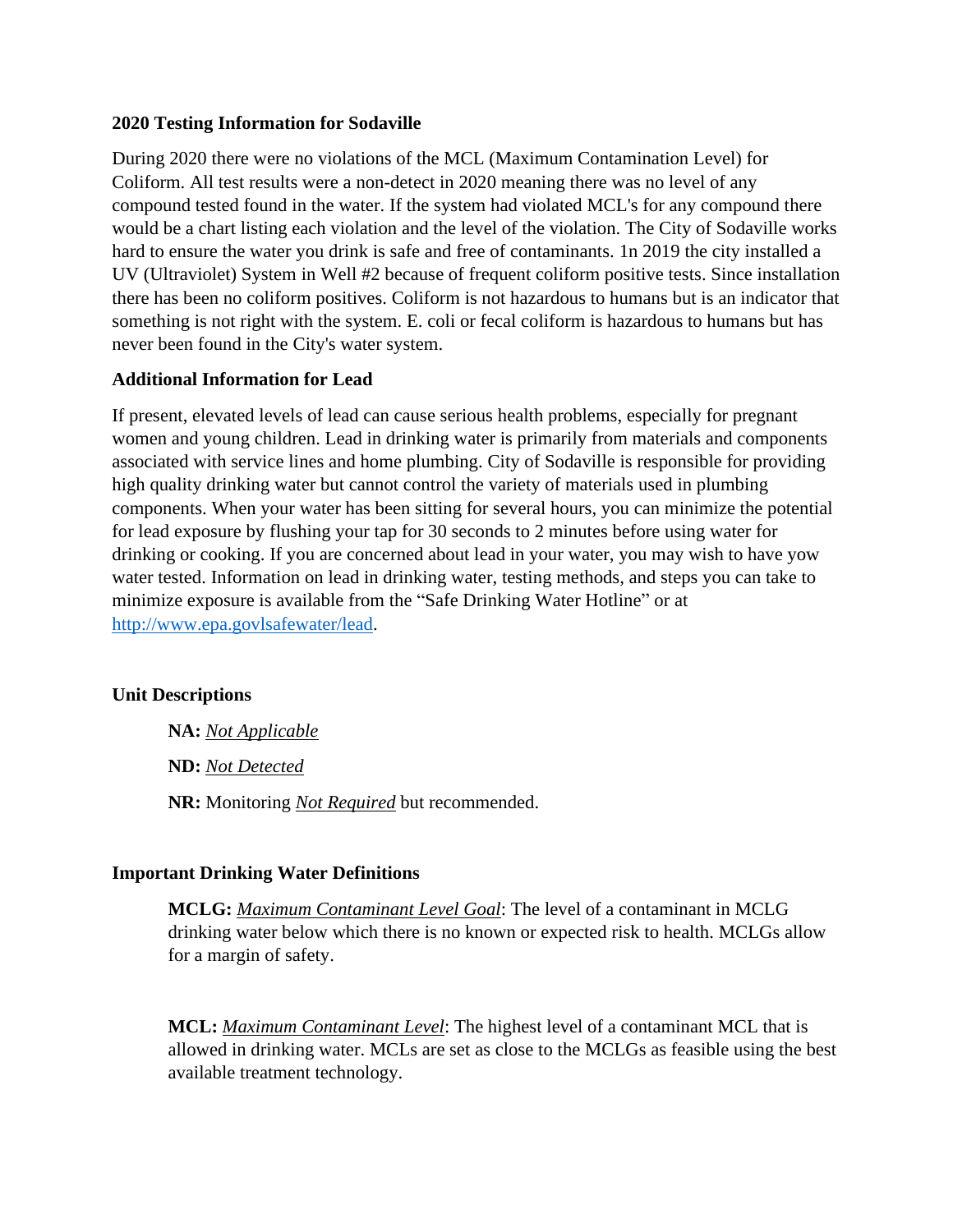**2020 Testing Information for Sodaville**

During 2020 there were no violations of the MCL (Maximum Contamination Level) for Coliform. All test results were a non-detect in 2020 meaning there was no level of any compound tested found in the water. If the system had violated MCL's for any compound there would be a chart listing each violation and the level of the violation. The City of Sodaville works hard to ensure the water you drink is safe and free of contaminants. 1n 2019 the city installed a UV (Ultraviolet) System in Well #2 because of frequent coliform positive tests. Since installation there has been no coliform positives. Coliform is not hazardous to humans but is an indicator that something is not right with the system. E. coli or fecal coliform is hazardous to humans but has never been found in the City's water system.

**Additional Information for Lead**

If present, elevated levels of lead can cause serious health problems, especially for pregnant women and young children. Lead in drinking water is primarily from materials and components associated with service lines and home plumbing. City of Sodaville is responsible for providing high quality drinking water but cannot control the variety of materials used in plumbing components. When your water has been sitting for several hours, you can minimize the potential for lead exposure by flushing your tap for 30 seconds to 2 minutes before using water for drinking or cooking. If you are concerned about lead in your water, you may wish to have yow water tested. Information on lead in drinking water, testing methods, and steps you can take to minimize exposure is available from the "Safe Drinking Water Hotline" or at http://www.epa.govlsafewater/lead.

**Unit Descriptions**

**NA:** *Not Applicable*

**ND:** *Not Detected*

**NR:** Monitoring *Not Required* but recommended.

**Important Drinking Water Definitions**

**MCLG:** *Maximum Contaminant Level Goal*: The level of a contaminant in MCLG drinking water below which there is no known or expected risk to health. MCLGs allow for a margin of safety.

**MCL:** *Maximum Contaminant Level*: The highest level of a contaminant MCL that is allowed in drinking water. MCLs are set as close to the MCLGs as feasible using the best available treatment technology.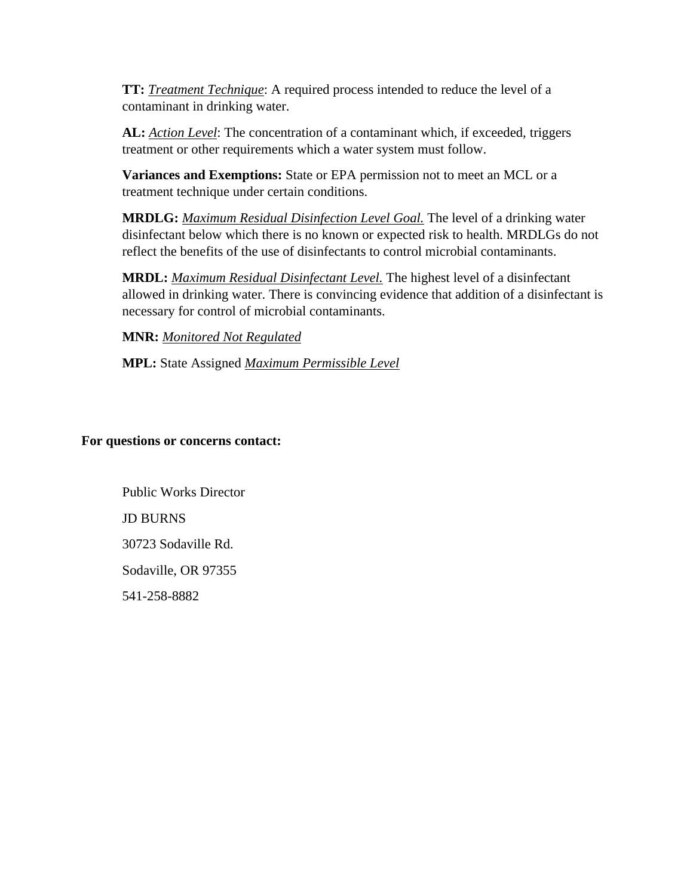**TT:** *Treatment Technique*: A required process intended to reduce the level of a contaminant in drinking water.

**AL:** *Action Level*: The concentration of a contaminant which, if exceeded, triggers treatment or other requirements which a water system must follow.

**Variances and Exemptions:** State or EPA permission not to meet an MCL or a treatment technique under certain conditions.

**MRDLG:** *Maximum Residual Disinfection Level Goal.* The level of a drinking water disinfectant below which there is no known or expected risk to health. MRDLGs do not reflect the benefits of the use of disinfectants to control microbial contaminants.

**MRDL:** *Maximum Residual Disinfectant Level.* The highest level of a disinfectant allowed in drinking water. There is convincing evidence that addition of a disinfectant is necessary for control of microbial contaminants.

**MNR:** *Monitored Not Regulated*

**MPL:** State Assigned *Maximum Permissible Level*

**For questions or concerns contact:**

Public Works Director

JD BURNS

30723 Sodaville Rd.

Sodaville, OR 97355

541-258-8882